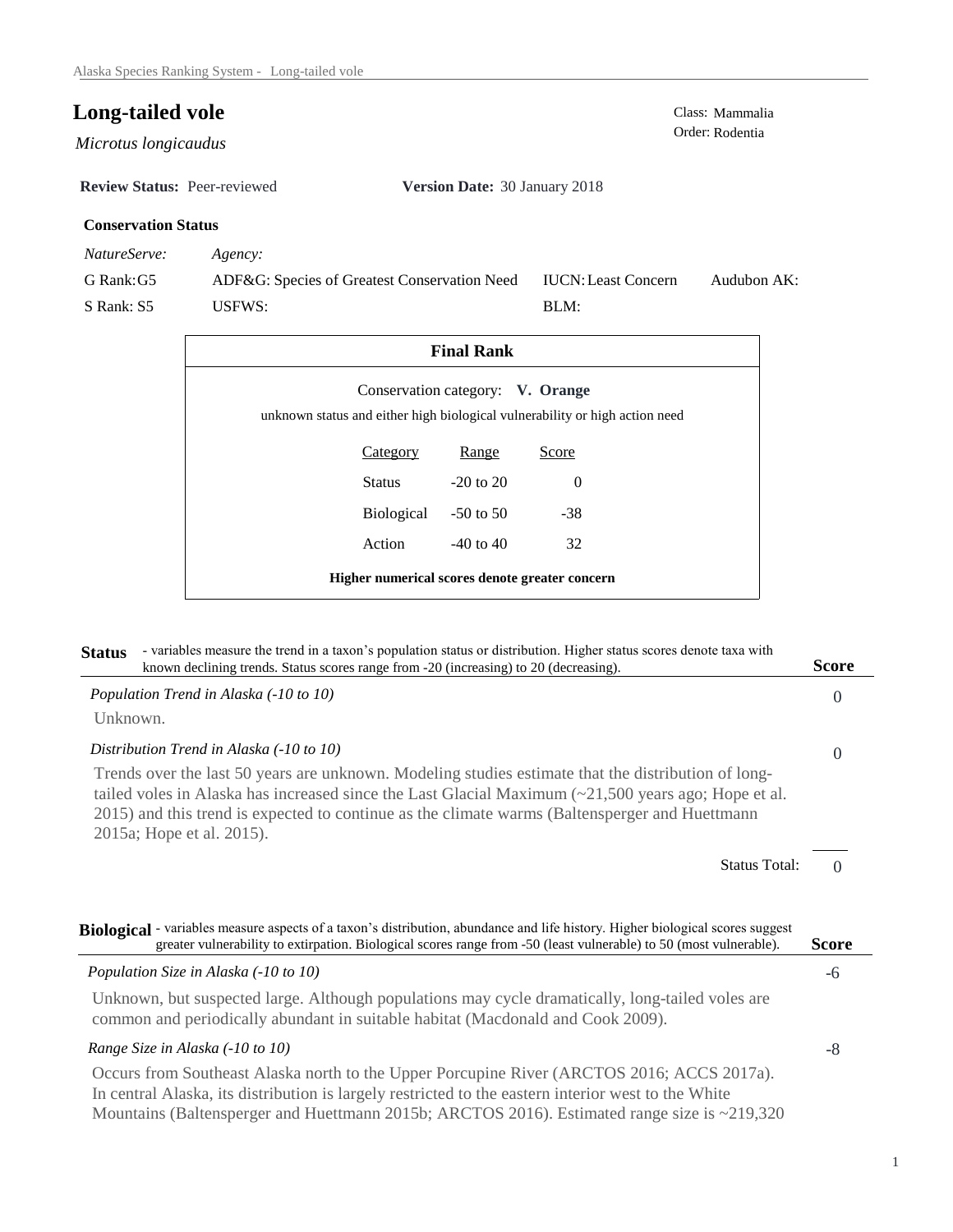# Long-tailed vole

*Microtus longicaudus*

Class: Mammalia
Order: Rodentia

**Review Status:** Peer-reviewed **Version Date:** 30 January 2018

### Conservation Status

| *NatureServe:* | *Agency:* | | |
|---|---|---|---|
| G Rank: G5 | ADF&G: Species of Greatest Conservation Need | IUCN: Least Concern | Audubon AK: |
| S Rank: S5 | USFWS: | BLM: | |

### Final Rank

Conservation category: **V. Orange**

unknown status and either high biological vulnerability or high action need

| Category | Range | Score |
|---|---|---|
| Status | -20 to 20 | 0 |
| Biological | -50 to 50 | -38 |
| Action | -40 to 40 | 32 |

**Higher numerical scores denote greater concern**

## Status

- variables measure the trend in a taxon's population status or distribution. Higher status scores denote taxa with known declining trends. Status scores range from -20 (increasing) to 20 (decreasing).

| | Score |
|---|---|
| *Population Trend in Alaska (-10 to 10)* | 0 |

Unknown.

| | Score |
|---|---|
| *Distribution Trend in Alaska (-10 to 10)* | 0 |

Trends over the last 50 years are unknown. Modeling studies estimate that the distribution of long-tailed voles in Alaska has increased since the Last Glacial Maximum (~21,500 years ago; Hope et al. 2015) and this trend is expected to continue as the climate warms (Baltensperger and Huettmann 2015a; Hope et al. 2015).

Status Total: 0

## Biological

- variables measure aspects of a taxon's distribution, abundance and life history. Higher biological scores suggest greater vulnerability to extirpation. Biological scores range from -50 (least vulnerable) to 50 (most vulnerable).

| | Score |
|---|---|
| *Population Size in Alaska (-10 to 10)* | -6 |

Unknown, but suspected large. Although populations may cycle dramatically, long-tailed voles are common and periodically abundant in suitable habitat (Macdonald and Cook 2009).

| | Score |
|---|---|
| *Range Size in Alaska (-10 to 10)* | -8 |

Occurs from Southeast Alaska north to the Upper Porcupine River (ARCTOS 2016; ACCS 2017a). In central Alaska, its distribution is largely restricted to the eastern interior west to the White Mountains (Baltensperger and Huettmann 2015b; ARCTOS 2016). Estimated range size is ~219,320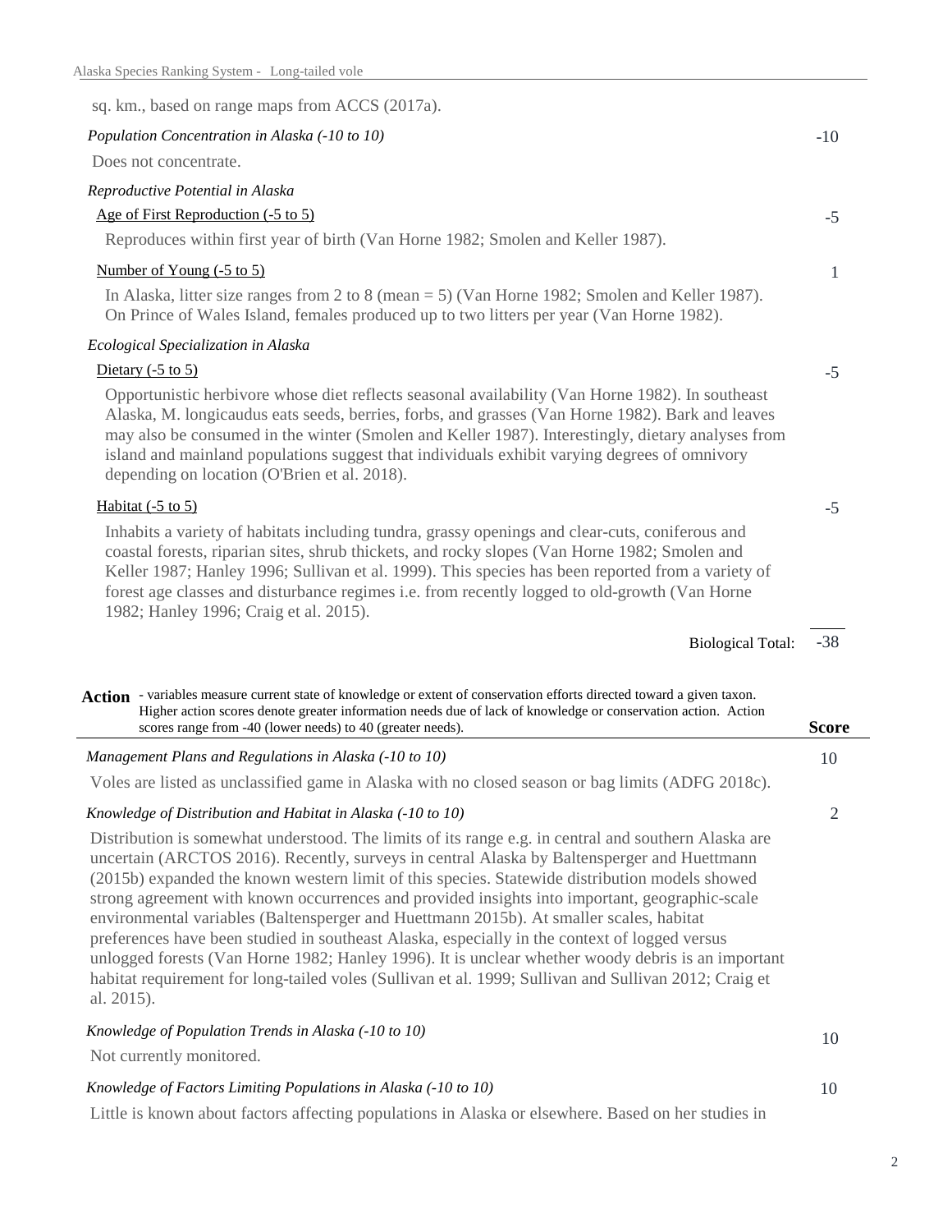sq. km., based on range maps from ACCS (2017a).

*Population Concentration in Alaska (-10 to 10)* — **-10**

Does not concentrate.

*Reproductive Potential in Alaska*

Age of First Reproduction (-5 to 5) — **-5**

Reproduces within first year of birth (Van Horne 1982; Smolen and Keller 1987).

Number of Young (-5 to 5) — **1**

In Alaska, litter size ranges from 2 to 8 (mean = 5) (Van Horne 1982; Smolen and Keller 1987). On Prince of Wales Island, females produced up to two litters per year (Van Horne 1982).

*Ecological Specialization in Alaska*

Dietary (-5 to 5) — **-5**

Opportunistic herbivore whose diet reflects seasonal availability (Van Horne 1982). In southeast Alaska, M. longicaudus eats seeds, berries, forbs, and grasses (Van Horne 1982). Bark and leaves may also be consumed in the winter (Smolen and Keller 1987). Interestingly, dietary analyses from island and mainland populations suggest that individuals exhibit varying degrees of omnivory depending on location (O'Brien et al. 2018).

Habitat (-5 to 5) — **-5**

Inhabits a variety of habitats including tundra, grassy openings and clear-cuts, coniferous and coastal forests, riparian sites, shrub thickets, and rocky slopes (Van Horne 1982; Smolen and Keller 1987; Hanley 1996; Sullivan et al. 1999). This species has been reported from a variety of forest age classes and disturbance regimes i.e. from recently logged to old-growth (Van Horne 1982; Hanley 1996; Craig et al. 2015).

Biological Total: **-38**

**Action** - variables measure current state of knowledge or extent of conservation efforts directed toward a given taxon. Higher action scores denote greater information needs due of lack of knowledge or conservation action. Action scores range from -40 (lower needs) to 40 (greater needs). — **Score**

*Management Plans and Regulations in Alaska (-10 to 10)* — **10**

Voles are listed as unclassified game in Alaska with no closed season or bag limits (ADFG 2018c).

*Knowledge of Distribution and Habitat in Alaska (-10 to 10)* — **2**

Distribution is somewhat understood. The limits of its range e.g. in central and southern Alaska are uncertain (ARCTOS 2016). Recently, surveys in central Alaska by Baltensperger and Huettmann (2015b) expanded the known western limit of this species. Statewide distribution models showed strong agreement with known occurrences and provided insights into important, geographic-scale environmental variables (Baltensperger and Huettmann 2015b). At smaller scales, habitat preferences have been studied in southeast Alaska, especially in the context of logged versus unlogged forests (Van Horne 1982; Hanley 1996). It is unclear whether woody debris is an important habitat requirement for long-tailed voles (Sullivan et al. 1999; Sullivan and Sullivan 2012; Craig et al. 2015).

*Knowledge of Population Trends in Alaska (-10 to 10)* — **10**

Not currently monitored.

*Knowledge of Factors Limiting Populations in Alaska (-10 to 10)* — **10**

Little is known about factors affecting populations in Alaska or elsewhere. Based on her studies in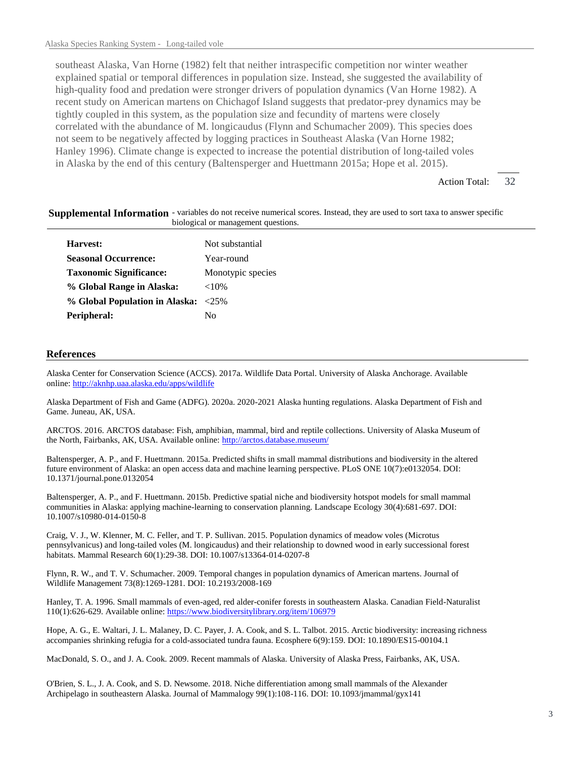southeast Alaska, Van Horne (1982) felt that neither intraspecific competition nor winter weather explained spatial or temporal differences in population size. Instead, she suggested the availability of high-quality food and predation were stronger drivers of population dynamics (Van Horne 1982). A recent study on American martens on Chichagof Island suggests that predator-prey dynamics may be tightly coupled in this system, as the population size and fecundity of martens were closely correlated with the abundance of M. longicaudus (Flynn and Schumacher 2009). This species does not seem to be negatively affected by logging practices in Southeast Alaska (Van Horne 1982; Hanley 1996). Climate change is expected to increase the potential distribution of long-tailed voles in Alaska by the end of this century (Baltensperger and Huettmann 2015a; Hope et al. 2015).

Action Total: 32

## Supplemental Information

- variables do not receive numerical scores. Instead, they are used to sort taxa to answer specific biological or management questions.

| | |
|---|---|
| **Harvest:** | Not substantial |
| **Seasonal Occurrence:** | Year-round |
| **Taxonomic Significance:** | Monotypic species |
| **% Global Range in Alaska:** | <10% |
| **% Global Population in Alaska:** | <25% |
| **Peripheral:** | No |

## References

Alaska Center for Conservation Science (ACCS). 2017a. Wildlife Data Portal. University of Alaska Anchorage. Available online: http://aknhp.uaa.alaska.edu/apps/wildlife

Alaska Department of Fish and Game (ADFG). 2020a. 2020-2021 Alaska hunting regulations. Alaska Department of Fish and Game. Juneau, AK, USA.

ARCTOS. 2016. ARCTOS database: Fish, amphibian, mammal, bird and reptile collections. University of Alaska Museum of the North, Fairbanks, AK, USA. Available online: http://arctos.database.museum/

Baltensperger, A. P., and F. Huettmann. 2015a. Predicted shifts in small mammal distributions and biodiversity in the altered future environment of Alaska: an open access data and machine learning perspective. PLoS ONE 10(7):e0132054. DOI: 10.1371/journal.pone.0132054

Baltensperger, A. P., and F. Huettmann. 2015b. Predictive spatial niche and biodiversity hotspot models for small mammal communities in Alaska: applying machine-learning to conservation planning. Landscape Ecology 30(4):681-697. DOI: 10.1007/s10980-014-0150-8

Craig, V. J., W. Klenner, M. C. Feller, and T. P. Sullivan. 2015. Population dynamics of meadow voles (Microtus pennsylvanicus) and long-tailed voles (M. longicaudus) and their relationship to downed wood in early successional forest habitats. Mammal Research 60(1):29-38. DOI: 10.1007/s13364-014-0207-8

Flynn, R. W., and T. V. Schumacher. 2009. Temporal changes in population dynamics of American martens. Journal of Wildlife Management 73(8):1269-1281. DOI: 10.2193/2008-169

Hanley, T. A. 1996. Small mammals of even-aged, red alder-conifer forests in southeastern Alaska. Canadian Field-Naturalist 110(1):626-629. Available online: https://www.biodiversitylibrary.org/item/106979

Hope, A. G., E. Waltari, J. L. Malaney, D. C. Payer, J. A. Cook, and S. L. Talbot. 2015. Arctic biodiversity: increasing richness accompanies shrinking refugia for a cold-associated tundra fauna. Ecosphere 6(9):159. DOI: 10.1890/ES15-00104.1

MacDonald, S. O., and J. A. Cook. 2009. Recent mammals of Alaska. University of Alaska Press, Fairbanks, AK, USA.

O'Brien, S. L., J. A. Cook, and S. D. Newsome. 2018. Niche differentiation among small mammals of the Alexander Archipelago in southeastern Alaska. Journal of Mammalogy 99(1):108-116. DOI: 10.1093/jmammal/gyx141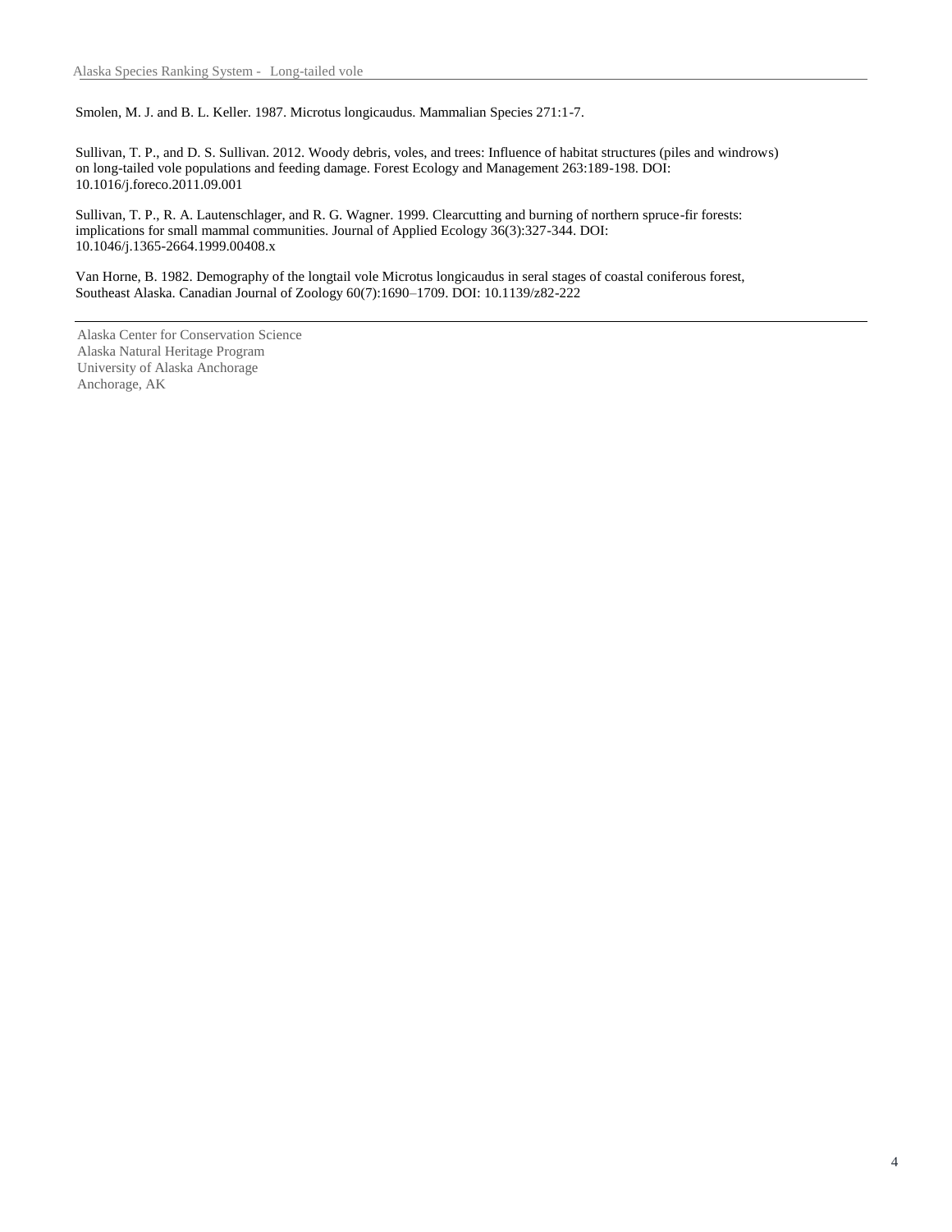Smolen, M. J. and B. L. Keller. 1987. Microtus longicaudus. Mammalian Species 271:1-7.

Sullivan, T. P., and D. S. Sullivan. 2012. Woody debris, voles, and trees: Influence of habitat structures (piles and windrows) on long-tailed vole populations and feeding damage. Forest Ecology and Management 263:189-198. DOI: 10.1016/j.foreco.2011.09.001

Sullivan, T. P., R. A. Lautenschlager, and R. G. Wagner. 1999. Clearcutting and burning of northern spruce-fir forests: implications for small mammal communities. Journal of Applied Ecology 36(3):327-344. DOI: 10.1046/j.1365-2664.1999.00408.x

Van Horne, B. 1982. Demography of the longtail vole Microtus longicaudus in seral stages of coastal coniferous forest, Southeast Alaska. Canadian Journal of Zoology 60(7):1690–1709. DOI: 10.1139/z82-222

---

Alaska Center for Conservation Science
Alaska Natural Heritage Program
University of Alaska Anchorage
Anchorage, AK